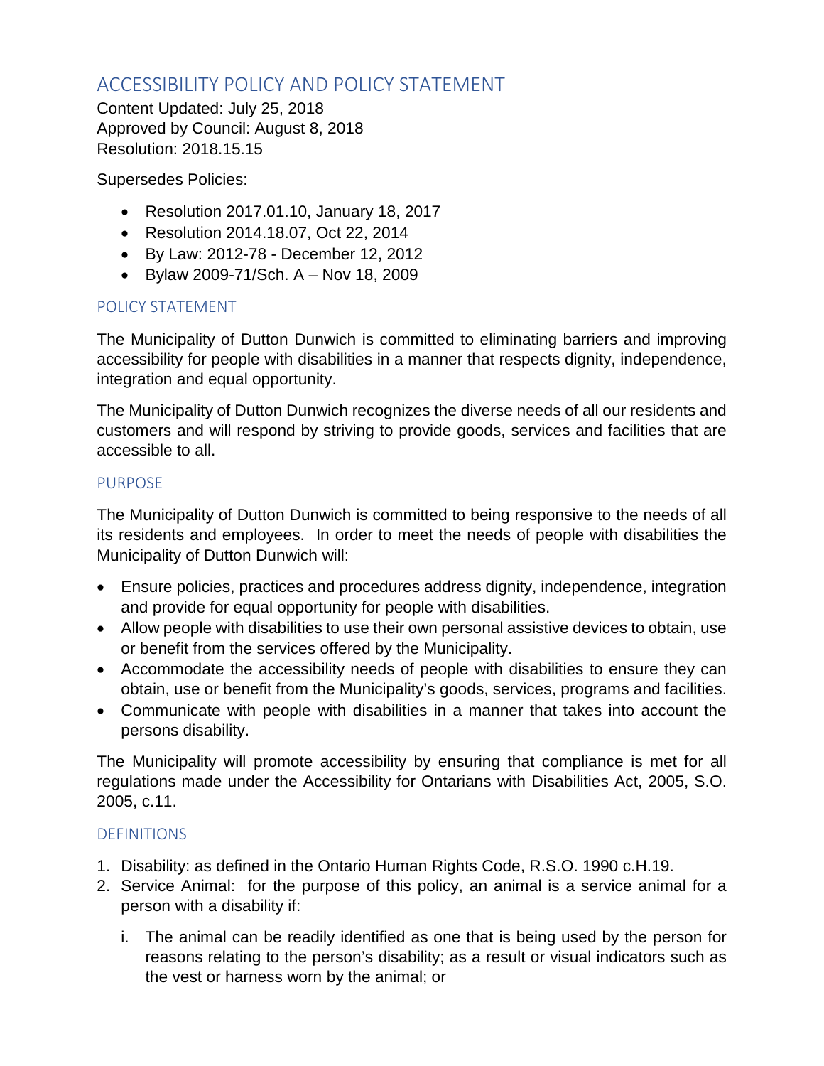# ACCESSIBILITY POLICY AND POLICY STATEMENT

Content Updated: July 25, 2018
Approved by Council: August 8, 2018
Resolution: 2018.15.15

Supersedes Policies:

- Resolution 2017.01.10, January 18, 2017
- Resolution 2014.18.07, Oct 22, 2014
- By Law: 2012-78 - December 12, 2012
- Bylaw 2009-71/Sch. A – Nov 18, 2009

## POLICY STATEMENT

The Municipality of Dutton Dunwich is committed to eliminating barriers and improving accessibility for people with disabilities in a manner that respects dignity, independence, integration and equal opportunity.

The Municipality of Dutton Dunwich recognizes the diverse needs of all our residents and customers and will respond by striving to provide goods, services and facilities that are accessible to all.

## PURPOSE

The Municipality of Dutton Dunwich is committed to being responsive to the needs of all its residents and employees. In order to meet the needs of people with disabilities the Municipality of Dutton Dunwich will:

- Ensure policies, practices and procedures address dignity, independence, integration and provide for equal opportunity for people with disabilities.
- Allow people with disabilities to use their own personal assistive devices to obtain, use or benefit from the services offered by the Municipality.
- Accommodate the accessibility needs of people with disabilities to ensure they can obtain, use or benefit from the Municipality's goods, services, programs and facilities.
- Communicate with people with disabilities in a manner that takes into account the persons disability.

The Municipality will promote accessibility by ensuring that compliance is met for all regulations made under the Accessibility for Ontarians with Disabilities Act, 2005, S.O. 2005, c.11.

## DEFINITIONS

1. Disability: as defined in the Ontario Human Rights Code, R.S.O. 1990 c.H.19.
2. Service Animal: for the purpose of this policy, an animal is a service animal for a person with a disability if:
   i. The animal can be readily identified as one that is being used by the person for reasons relating to the person's disability; as a result or visual indicators such as the vest or harness worn by the animal; or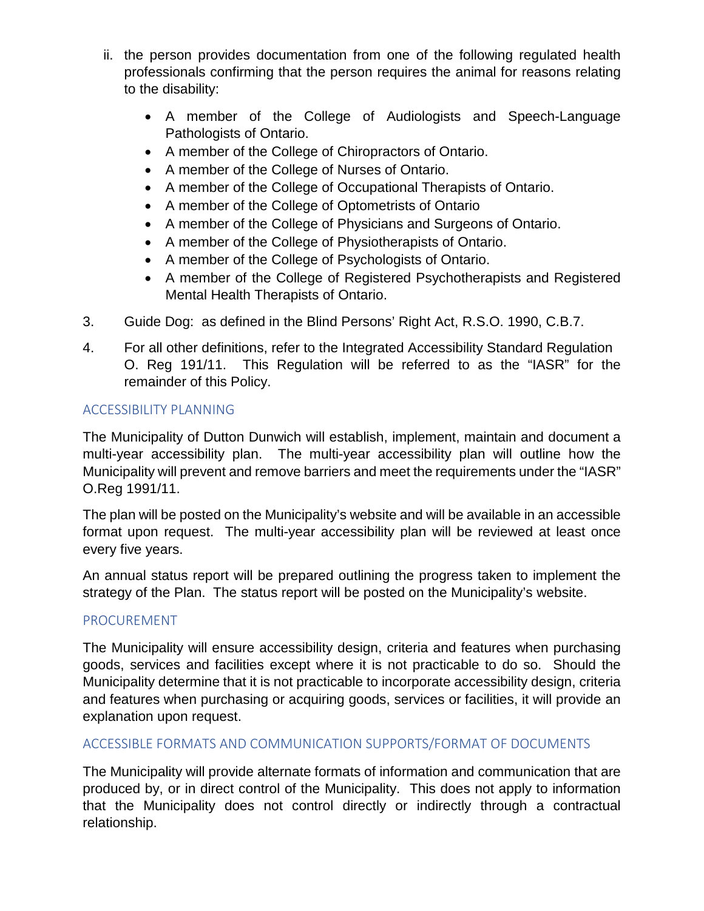ii. the person provides documentation from one of the following regulated health professionals confirming that the person requires the animal for reasons relating to the disability:

   - A member of the College of Audiologists and Speech-Language Pathologists of Ontario.
   - A member of the College of Chiropractors of Ontario.
   - A member of the College of Nurses of Ontario.
   - A member of the College of Occupational Therapists of Ontario.
   - A member of the College of Optometrists of Ontario
   - A member of the College of Physicians and Surgeons of Ontario.
   - A member of the College of Physiotherapists of Ontario.
   - A member of the College of Psychologists of Ontario.
   - A member of the College of Registered Psychotherapists and Registered Mental Health Therapists of Ontario.

3. Guide Dog: as defined in the Blind Persons' Right Act, R.S.O. 1990, C.B.7.

4. For all other definitions, refer to the Integrated Accessibility Standard Regulation O. Reg 191/11. This Regulation will be referred to as the "IASR" for the remainder of this Policy.

## ACCESSIBILITY PLANNING

The Municipality of Dutton Dunwich will establish, implement, maintain and document a multi-year accessibility plan. The multi-year accessibility plan will outline how the Municipality will prevent and remove barriers and meet the requirements under the "IASR" O.Reg 1991/11.

The plan will be posted on the Municipality's website and will be available in an accessible format upon request. The multi-year accessibility plan will be reviewed at least once every five years.

An annual status report will be prepared outlining the progress taken to implement the strategy of the Plan. The status report will be posted on the Municipality's website.

## PROCUREMENT

The Municipality will ensure accessibility design, criteria and features when purchasing goods, services and facilities except where it is not practicable to do so. Should the Municipality determine that it is not practicable to incorporate accessibility design, criteria and features when purchasing or acquiring goods, services or facilities, it will provide an explanation upon request.

## ACCESSIBLE FORMATS AND COMMUNICATION SUPPORTS/FORMAT OF DOCUMENTS

The Municipality will provide alternate formats of information and communication that are produced by, or in direct control of the Municipality. This does not apply to information that the Municipality does not control directly or indirectly through a contractual relationship.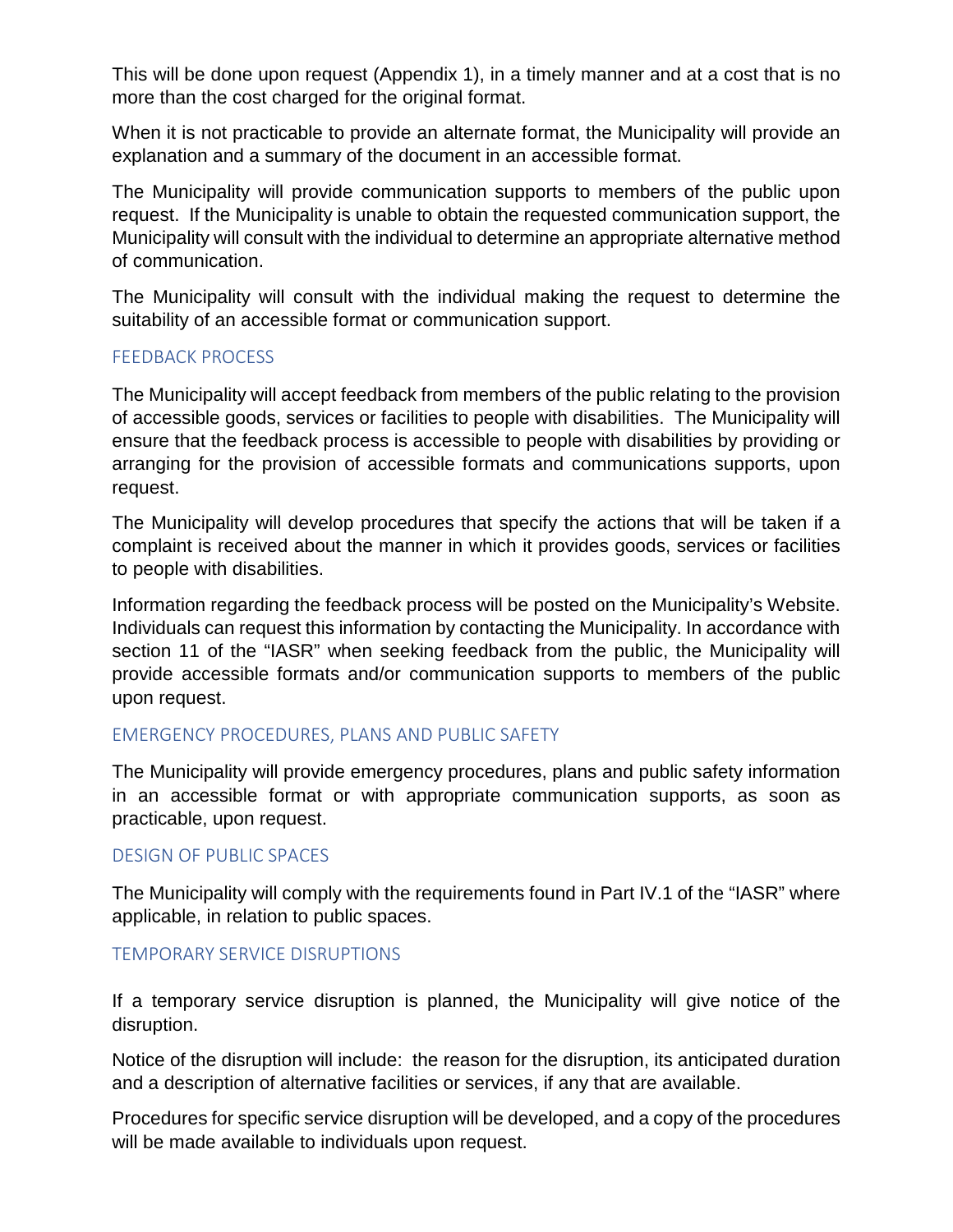This will be done upon request (Appendix 1), in a timely manner and at a cost that is no more than the cost charged for the original format.

When it is not practicable to provide an alternate format, the Municipality will provide an explanation and a summary of the document in an accessible format.

The Municipality will provide communication supports to members of the public upon request. If the Municipality is unable to obtain the requested communication support, the Municipality will consult with the individual to determine an appropriate alternative method of communication.

The Municipality will consult with the individual making the request to determine the suitability of an accessible format or communication support.

## FEEDBACK PROCESS

The Municipality will accept feedback from members of the public relating to the provision of accessible goods, services or facilities to people with disabilities. The Municipality will ensure that the feedback process is accessible to people with disabilities by providing or arranging for the provision of accessible formats and communications supports, upon request.

The Municipality will develop procedures that specify the actions that will be taken if a complaint is received about the manner in which it provides goods, services or facilities to people with disabilities.

Information regarding the feedback process will be posted on the Municipality's Website. Individuals can request this information by contacting the Municipality. In accordance with section 11 of the "IASR" when seeking feedback from the public, the Municipality will provide accessible formats and/or communication supports to members of the public upon request.

## EMERGENCY PROCEDURES, PLANS AND PUBLIC SAFETY

The Municipality will provide emergency procedures, plans and public safety information in an accessible format or with appropriate communication supports, as soon as practicable, upon request.

## DESIGN OF PUBLIC SPACES

The Municipality will comply with the requirements found in Part IV.1 of the "IASR" where applicable, in relation to public spaces.

## TEMPORARY SERVICE DISRUPTIONS

If a temporary service disruption is planned, the Municipality will give notice of the disruption.

Notice of the disruption will include: the reason for the disruption, its anticipated duration and a description of alternative facilities or services, if any that are available.

Procedures for specific service disruption will be developed, and a copy of the procedures will be made available to individuals upon request.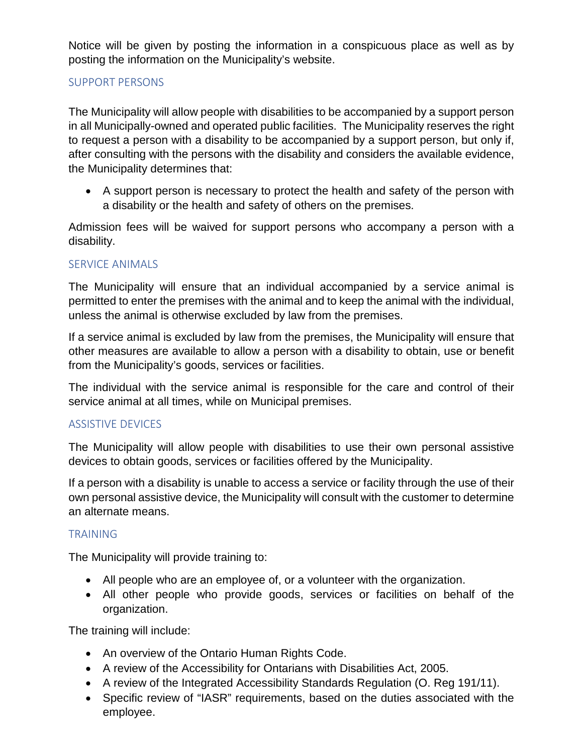Notice will be given by posting the information in a conspicuous place as well as by posting the information on the Municipality's website.

## SUPPORT PERSONS

The Municipality will allow people with disabilities to be accompanied by a support person in all Municipally-owned and operated public facilities. The Municipality reserves the right to request a person with a disability to be accompanied by a support person, but only if, after consulting with the persons with the disability and considers the available evidence, the Municipality determines that:

- A support person is necessary to protect the health and safety of the person with a disability or the health and safety of others on the premises.

Admission fees will be waived for support persons who accompany a person with a disability.

## SERVICE ANIMALS

The Municipality will ensure that an individual accompanied by a service animal is permitted to enter the premises with the animal and to keep the animal with the individual, unless the animal is otherwise excluded by law from the premises.

If a service animal is excluded by law from the premises, the Municipality will ensure that other measures are available to allow a person with a disability to obtain, use or benefit from the Municipality's goods, services or facilities.

The individual with the service animal is responsible for the care and control of their service animal at all times, while on Municipal premises.

## ASSISTIVE DEVICES

The Municipality will allow people with disabilities to use their own personal assistive devices to obtain goods, services or facilities offered by the Municipality.

If a person with a disability is unable to access a service or facility through the use of their own personal assistive device, the Municipality will consult with the customer to determine an alternate means.

## TRAINING

The Municipality will provide training to:

- All people who are an employee of, or a volunteer with the organization.
- All other people who provide goods, services or facilities on behalf of the organization.

The training will include:

- An overview of the Ontario Human Rights Code.
- A review of the Accessibility for Ontarians with Disabilities Act, 2005.
- A review of the Integrated Accessibility Standards Regulation (O. Reg 191/11).
- Specific review of "IASR" requirements, based on the duties associated with the employee.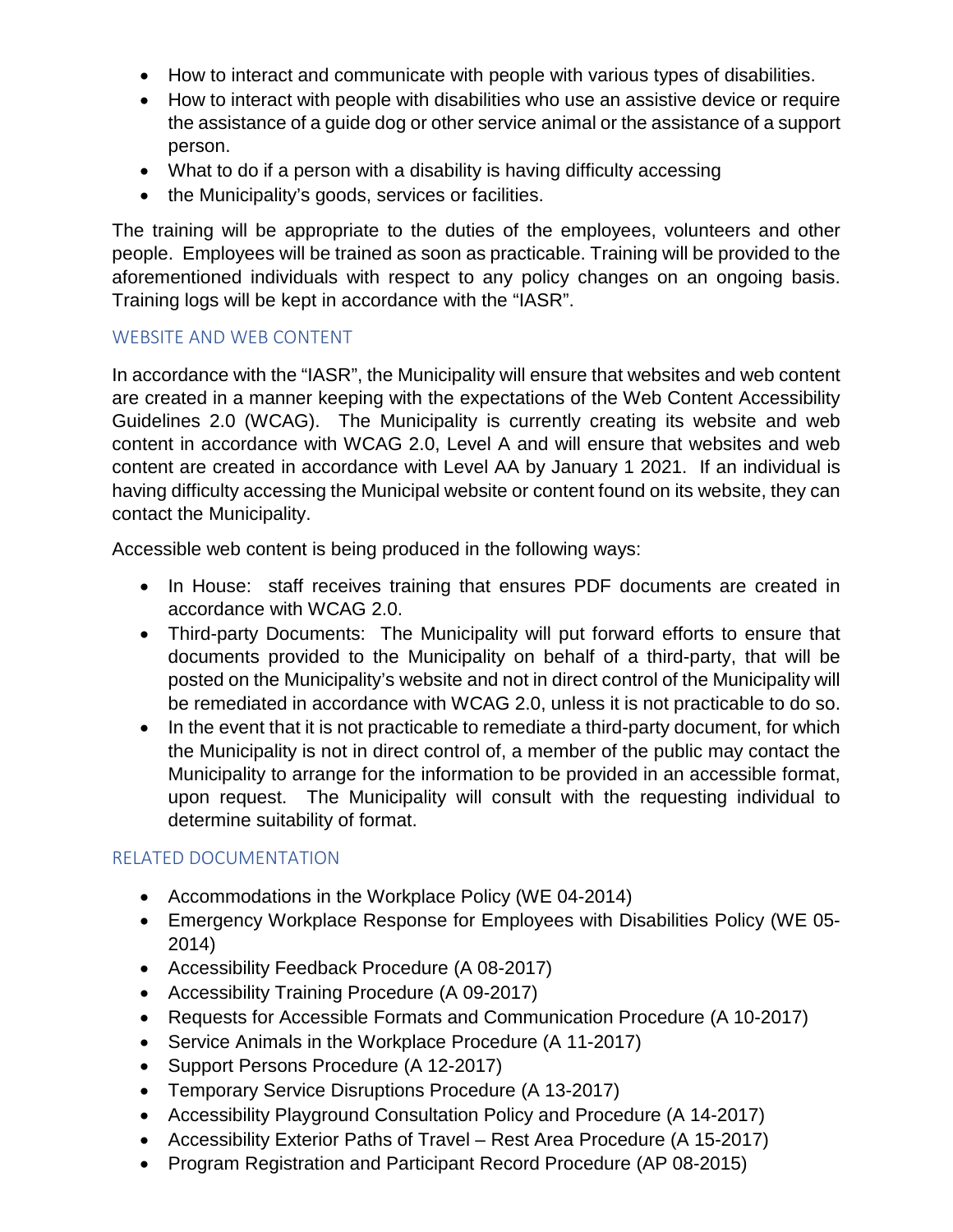- How to interact and communicate with people with various types of disabilities.
- How to interact with people with disabilities who use an assistive device or require the assistance of a guide dog or other service animal or the assistance of a support person.
- What to do if a person with a disability is having difficulty accessing
- the Municipality's goods, services or facilities.

The training will be appropriate to the duties of the employees, volunteers and other people. Employees will be trained as soon as practicable. Training will be provided to the aforementioned individuals with respect to any policy changes on an ongoing basis. Training logs will be kept in accordance with the "IASR".

## WEBSITE AND WEB CONTENT

In accordance with the "IASR", the Municipality will ensure that websites and web content are created in a manner keeping with the expectations of the Web Content Accessibility Guidelines 2.0 (WCAG). The Municipality is currently creating its website and web content in accordance with WCAG 2.0, Level A and will ensure that websites and web content are created in accordance with Level AA by January 1 2021. If an individual is having difficulty accessing the Municipal website or content found on its website, they can contact the Municipality.

Accessible web content is being produced in the following ways:

- In House: staff receives training that ensures PDF documents are created in accordance with WCAG 2.0.
- Third-party Documents: The Municipality will put forward efforts to ensure that documents provided to the Municipality on behalf of a third-party, that will be posted on the Municipality's website and not in direct control of the Municipality will be remediated in accordance with WCAG 2.0, unless it is not practicable to do so.
- In the event that it is not practicable to remediate a third-party document, for which the Municipality is not in direct control of, a member of the public may contact the Municipality to arrange for the information to be provided in an accessible format, upon request. The Municipality will consult with the requesting individual to determine suitability of format.

## RELATED DOCUMENTATION

- Accommodations in the Workplace Policy (WE 04-2014)
- Emergency Workplace Response for Employees with Disabilities Policy (WE 05-2014)
- Accessibility Feedback Procedure (A 08-2017)
- Accessibility Training Procedure (A 09-2017)
- Requests for Accessible Formats and Communication Procedure (A 10-2017)
- Service Animals in the Workplace Procedure (A 11-2017)
- Support Persons Procedure (A 12-2017)
- Temporary Service Disruptions Procedure (A 13-2017)
- Accessibility Playground Consultation Policy and Procedure (A 14-2017)
- Accessibility Exterior Paths of Travel – Rest Area Procedure (A 15-2017)
- Program Registration and Participant Record Procedure (AP 08-2015)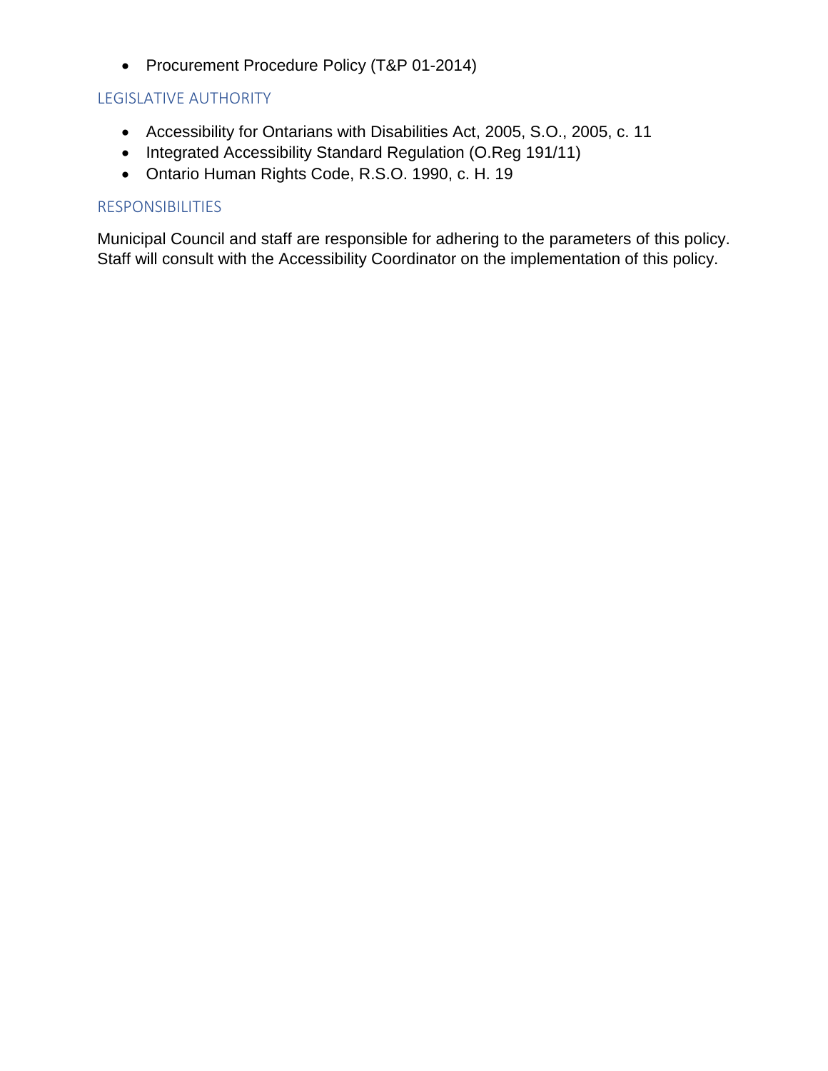- Procurement Procedure Policy (T&P 01-2014)

## LEGISLATIVE AUTHORITY

- Accessibility for Ontarians with Disabilities Act, 2005, S.O., 2005, c. 11
- Integrated Accessibility Standard Regulation (O.Reg 191/11)
- Ontario Human Rights Code, R.S.O. 1990, c. H. 19

## RESPONSIBILITIES

Municipal Council and staff are responsible for adhering to the parameters of this policy. Staff will consult with the Accessibility Coordinator on the implementation of this policy.